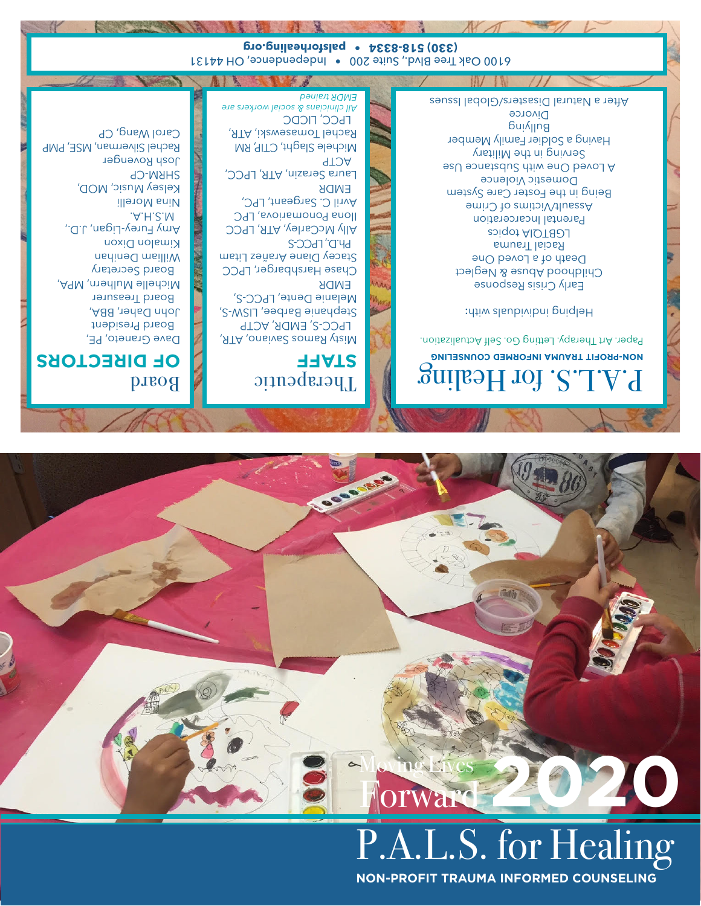6100 Oak Tree Blvd., Suite 200 • Independence, OH 44131

**(330) 518-8334 • palsforhealing.org**

# P.A.L.S. for Healing

**NON-PROFIT TRAUMA INFORMED COUNSELING**

Paper. Art Therapy. Letting Go. Self Actualization.

Helping individuals with:

- Early Crisis Response
- Childhood Abuse & Neglect
- Death of a Loved One
- Racial Trauma
- LGBTQIA topics
- Parental Incarceration
- Assault/Victims of Crime
- Being in the Foster Care System
- Domestic Violence
- A Loved One with Substance Use
- Serving in the Military
- Having a Soldier Family Member
- Bullying
- Divorce
- After a Natural Disaster/Global Issues

## Therapeutic STAFF

- Misty Ramos Saviano, ATR, LPCC-S, EMDR, ACTP
- Stephanie Barbee, LISW-S, Melanie Dente, LPCC-S, EMDR
- Chase Harshbarger, LPCC
- Stacey Diane Arañez Litam Ph.D., LPCC-S
- Ally McCarley, ATR, LPCC
- Ilona Poomoniova, LPC
- Avril C. Sargeant, LPC, EMDR
- Laura Serazin, ATR, LPCC, ACTP
- Michele Slaght, CTIP, RM
- Rachel Tomasewski, ATR, LPCC, LICDC

*All clinicians & social workers are EMDR trained*

## Board OF DIRECTORS

- Dave Graneto, PE, Board President
- John Daher, BBA, Board Treasurer
- Michelle Mulhern, MPA, Board Secretary
- William Denihan
- Kimalon Dixon
- Amy Furey-Ligan, J.D., M.S.H.A.
- Nina Morelli
- Kelsey Music, MOD, SHRM-CP
- Josh Rovenger
- Rachel Silverman, MSE, PMP
- Carol Wang, CP

Moving Lives Forward 2020

# P.A.L.S. for Healing

**NON-PROFIT TRAUMA INFORMED COUNSELING**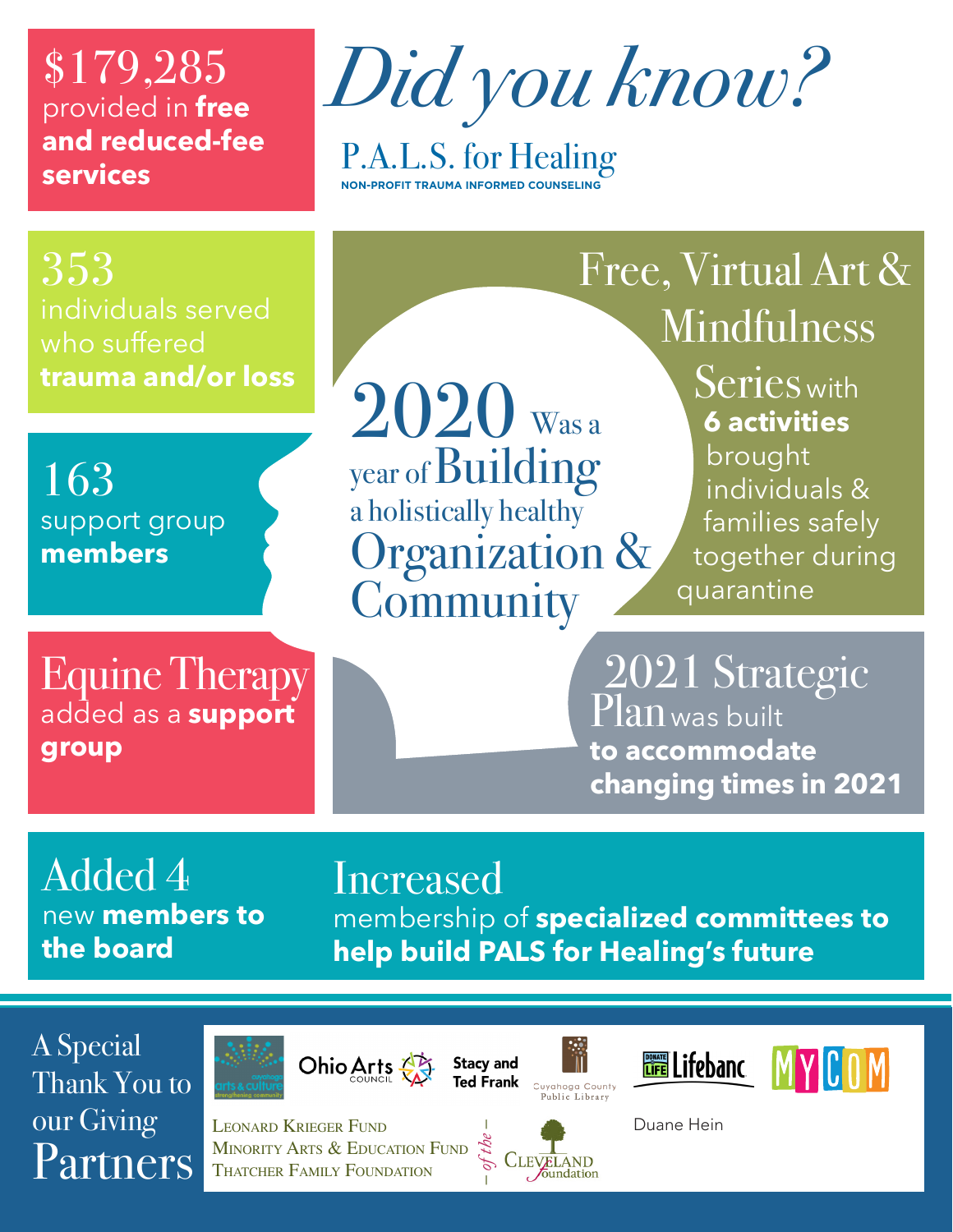# Did you know?

## P.A.L.S. for Healing

**NON-PROFIT TRAUMA INFORMED COUNSELING**

$179,285 provided in **free and reduced-fee services**

353 individuals served who suffered **trauma and/or loss**

163 support group **members**

Equine Therapy added as a **support group**

2020 Was a year of Building a holistically healthy Organization & Community

Free, Virtual Art & Mindfulness Series with **6 activities** brought individuals & families safely together during quarantine

2021 Strategic Plan was built **to accommodate changing times in 2021**

Added 4 new **members to the board**

Increased membership of **specialized committees to help build PALS for Healing's future**

A Special Thank You to our Giving Partners

Cuyahoga arts & culture – strengthening community

Ohio Arts Council

Stacy and Ted Frank

Cuyahoga County Public Library

Donate Life Lifebanc

MYCOM

Leonard Krieger Fund

Minority Arts & Education Fund

Thatcher Family Foundation

– of the – Cleveland Foundation

Duane Hein